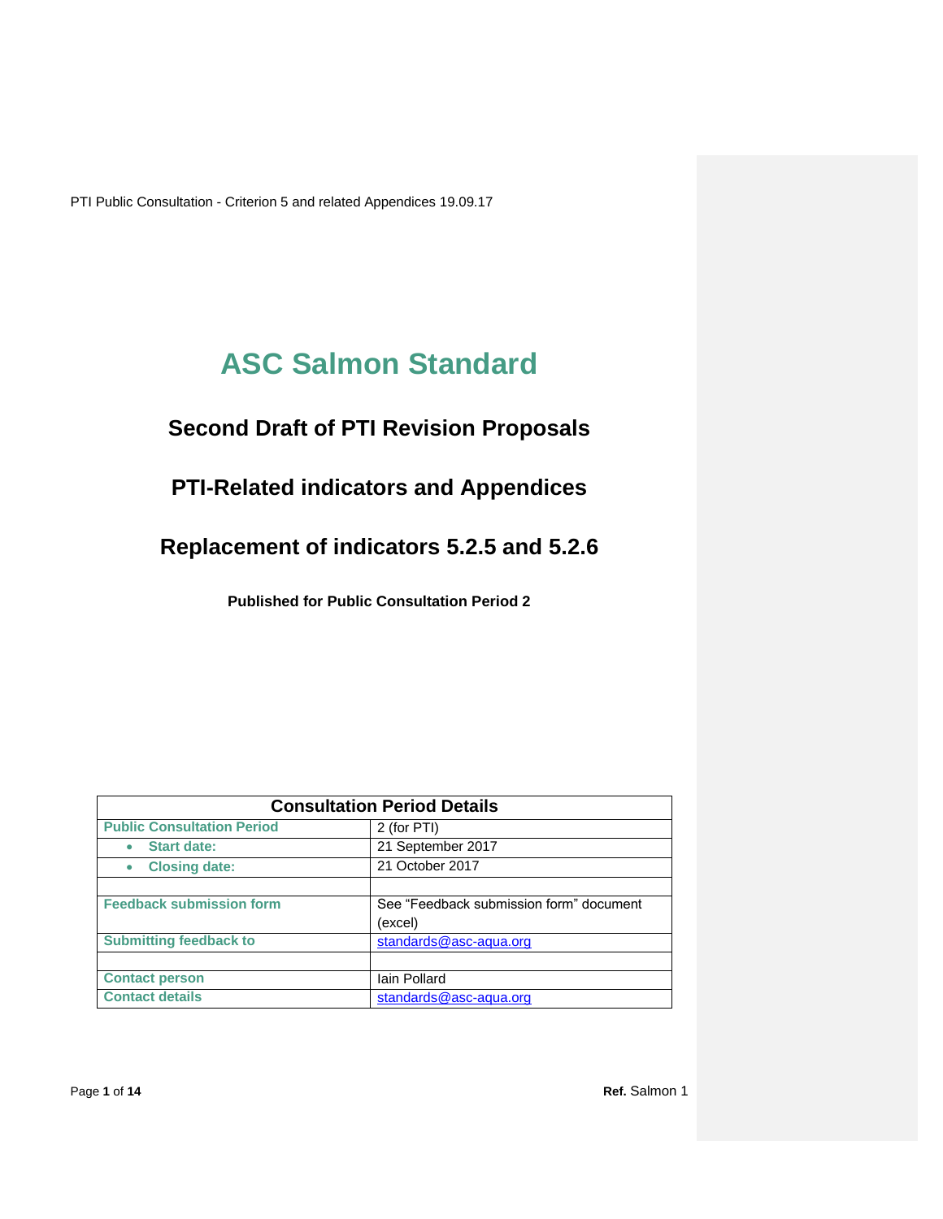PTI Public Consultation - Criterion 5 and related Appendices 19.09.17

# ASC Salmon Standard

## Second Draft of PTI Revision Proposals

## PTI-Related indicators and Appendices

## Replacement of indicators 5.2.5 and 5.2.6

**Published for Public Consultation Period 2**

| Consultation Period Details | |
|---|---|
| **Public Consultation Period** | 2 (for PTI) |
| • **Start date:** | 21 September 2017 |
| • **Closing date:** | 21 October 2017 |
| | |
| **Feedback submission form** | See "Feedback submission form" document (excel) |
| **Submitting feedback to** | standards@asc-aqua.org |
| | |
| **Contact person** | Iain Pollard |
| **Contact details** | standards@asc-aqua.org |

**Ref.** Salmon 1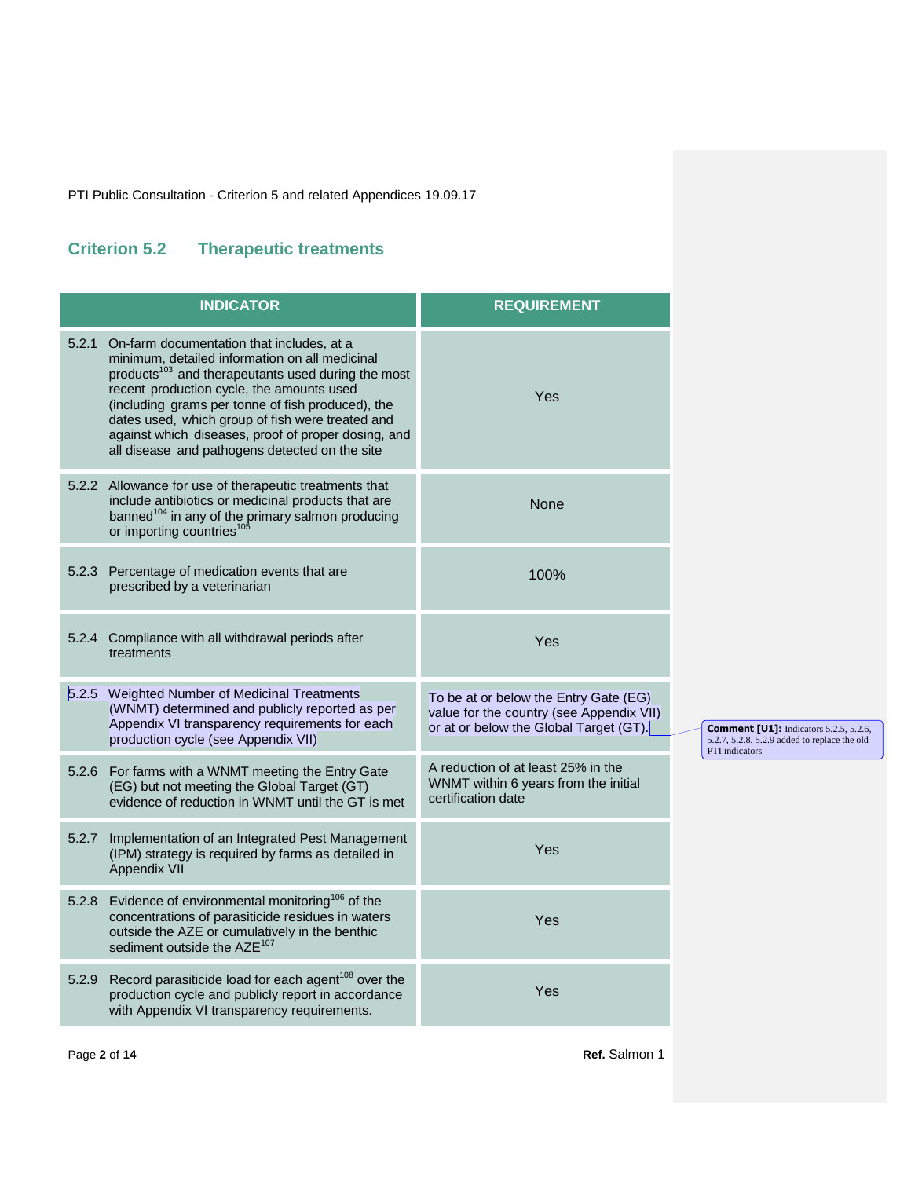## Criterion 5.2 Therapeutic treatments

| INDICATOR | REQUIREMENT |
|---|---|
| 5.2.1 On-farm documentation that includes, at a minimum, detailed information on all medicinal products[103] and therapeutants used during the most recent production cycle, the amounts used (including grams per tonne of fish produced), the dates used, which group of fish were treated and against which diseases, proof of proper dosing, and all disease and pathogens detected on the site | Yes |
| 5.2.2 Allowance for use of therapeutic treatments that include antibiotics or medicinal products that are banned[104] in any of the primary salmon producing or importing countries[105] | None |
| 5.2.3 Percentage of medication events that are prescribed by a veterinarian | 100% |
| 5.2.4 Compliance with all withdrawal periods after treatments | Yes |
| 5.2.5 Weighted Number of Medicinal Treatments (WNMT) determined and publicly reported as per Appendix VI transparency requirements for each production cycle (see Appendix VII) | To be at or below the Entry Gate (EG) value for the country (see Appendix VII) or at or below the Global Target (GT). |
| 5.2.6 For farms with a WNMT meeting the Entry Gate (EG) but not meeting the Global Target (GT) evidence of reduction in WNMT until the GT is met | A reduction of at least 25% in the WNMT within 6 years from the initial certification date |
| 5.2.7 Implementation of an Integrated Pest Management (IPM) strategy is required by farms as detailed in Appendix VII | Yes |
| 5.2.8 Evidence of environmental monitoring[106] of the concentrations of parasiticide residues in waters outside the AZE or cumulatively in the benthic sediment outside the AZE[107] | Yes |
| 5.2.9 Record parasiticide load for each agent[108] over the production cycle and publicly report in accordance with Appendix VI transparency requirements. | Yes |

**Comment [U1]:** Indicators 5.2.5, 5.2.6, 5.2.7, 5.2.8, 5.2.9 added to replace the old PTI indicators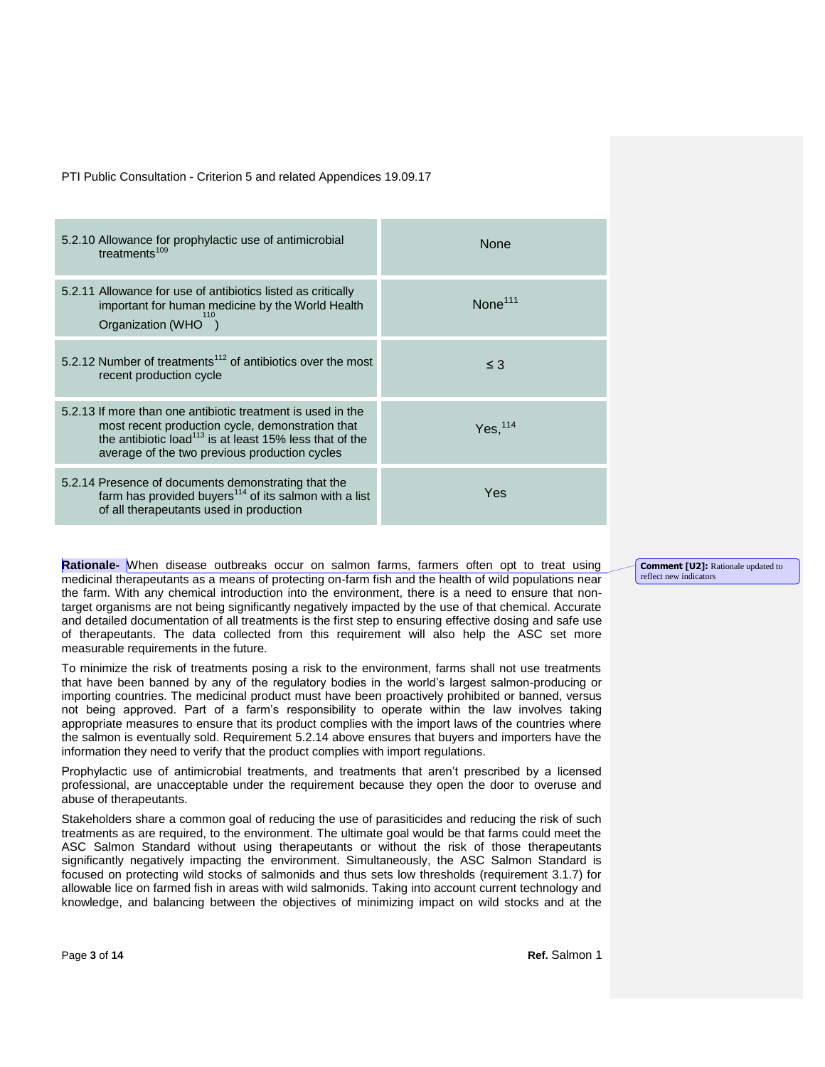| 5.2.10 Allowance for prophylactic use of antimicrobial treatments[109] | None |
|---|---|
| 5.2.11 Allowance for use of antibiotics listed as critically important for human medicine by the World Health Organization (WHO[110]) | None[111] |
| 5.2.12 Number of treatments[112] of antibiotics over the most recent production cycle | ≤ 3 |
| 5.2.13 If more than one antibiotic treatment is used in the most recent production cycle, demonstration that the antibiotic load[113] is at least 15% less that of the average of the two previous production cycles | Yes,[114] |
| 5.2.14 Presence of documents demonstrating that the farm has provided buyers[114] of its salmon with a list of all therapeutants used in production | Yes |

**Rationale-** When disease outbreaks occur on salmon farms, farmers often opt to treat using medicinal therapeutants as a means of protecting on-farm fish and the health of wild populations near the farm. With any chemical introduction into the environment, there is a need to ensure that non-target organisms are not being significantly negatively impacted by the use of that chemical. Accurate and detailed documentation of all treatments is the first step to ensuring effective dosing and safe use of therapeutants. The data collected from this requirement will also help the ASC set more measurable requirements in the future.

Comment [U2]: Rationale updated to reflect new indicators

To minimize the risk of treatments posing a risk to the environment, farms shall not use treatments that have been banned by any of the regulatory bodies in the world's largest salmon-producing or importing countries. The medicinal product must have been proactively prohibited or banned, versus not being approved. Part of a farm's responsibility to operate within the law involves taking appropriate measures to ensure that its product complies with the import laws of the countries where the salmon is eventually sold. Requirement 5.2.14 above ensures that buyers and importers have the information they need to verify that the product complies with import regulations.

Prophylactic use of antimicrobial treatments, and treatments that aren't prescribed by a licensed professional, are unacceptable under the requirement because they open the door to overuse and abuse of therapeutants.

Stakeholders share a common goal of reducing the use of parasiticides and reducing the risk of such treatments as are required, to the environment. The ultimate goal would be that farms could meet the ASC Salmon Standard without using therapeutants or without the risk of those therapeutants significantly negatively impacting the environment. Simultaneously, the ASC Salmon Standard is focused on protecting wild stocks of salmonids and thus sets low thresholds (requirement 3.1.7) for allowable lice on farmed fish in areas with wild salmonids. Taking into account current technology and knowledge, and balancing between the objectives of minimizing impact on wild stocks and at the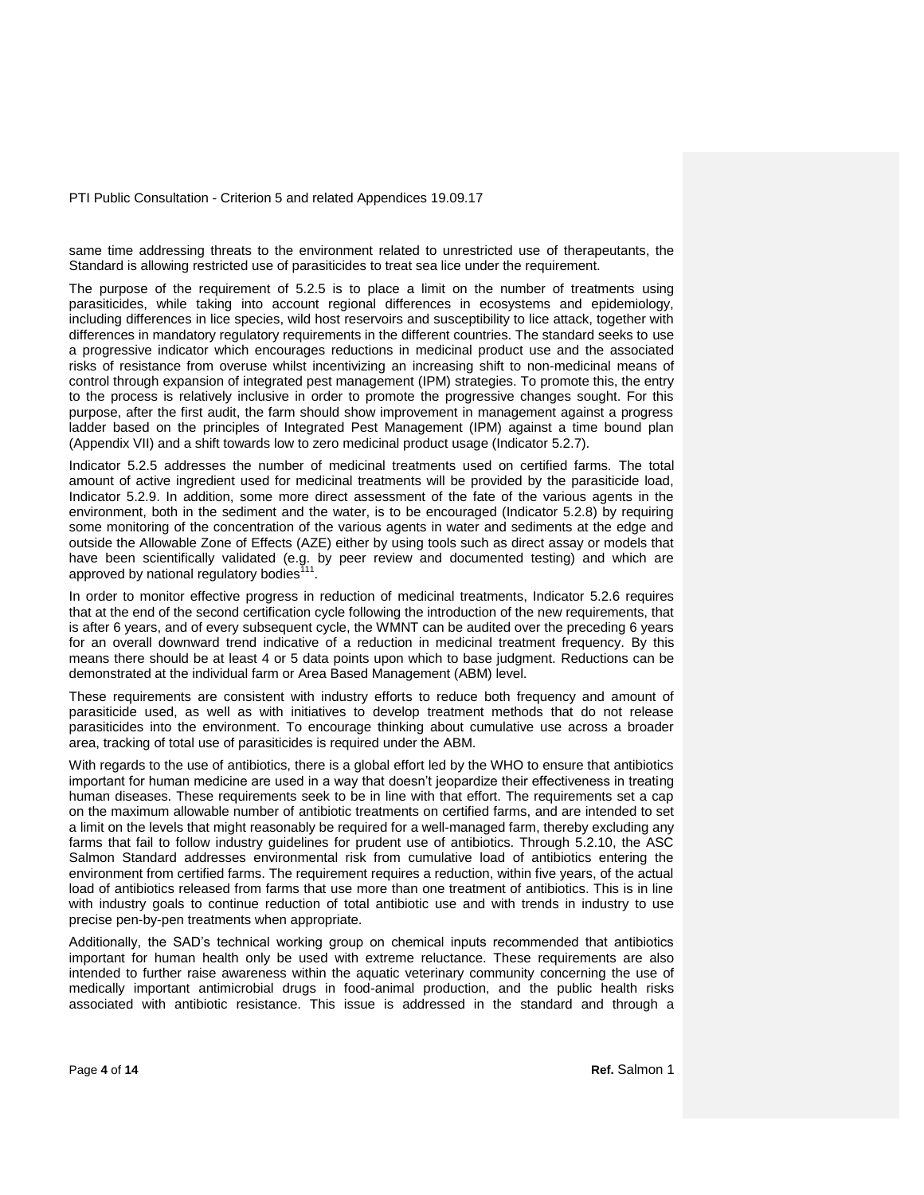same time addressing threats to the environment related to unrestricted use of therapeutants, the Standard is allowing restricted use of parasiticides to treat sea lice under the requirement.

The purpose of the requirement of 5.2.5 is to place a limit on the number of treatments using parasiticides, while taking into account regional differences in ecosystems and epidemiology, including differences in lice species, wild host reservoirs and susceptibility to lice attack, together with differences in mandatory regulatory requirements in the different countries. The standard seeks to use a progressive indicator which encourages reductions in medicinal product use and the associated risks of resistance from overuse whilst incentivizing an increasing shift to non-medicinal means of control through expansion of integrated pest management (IPM) strategies. To promote this, the entry to the process is relatively inclusive in order to promote the progressive changes sought. For this purpose, after the first audit, the farm should show improvement in management against a progress ladder based on the principles of Integrated Pest Management (IPM) against a time bound plan (Appendix VII) and a shift towards low to zero medicinal product usage (Indicator 5.2.7).

Indicator 5.2.5 addresses the number of medicinal treatments used on certified farms. The total amount of active ingredient used for medicinal treatments will be provided by the parasiticide load, Indicator 5.2.9. In addition, some more direct assessment of the fate of the various agents in the environment, both in the sediment and the water, is to be encouraged (Indicator 5.2.8) by requiring some monitoring of the concentration of the various agents in water and sediments at the edge and outside the Allowable Zone of Effects (AZE) either by using tools such as direct assay or models that have been scientifically validated (e.g. by peer review and documented testing) and which are approved by national regulatory bodies[111].

In order to monitor effective progress in reduction of medicinal treatments, Indicator 5.2.6 requires that at the end of the second certification cycle following the introduction of the new requirements, that is after 6 years, and of every subsequent cycle, the WMNT can be audited over the preceding 6 years for an overall downward trend indicative of a reduction in medicinal treatment frequency. By this means there should be at least 4 or 5 data points upon which to base judgment. Reductions can be demonstrated at the individual farm or Area Based Management (ABM) level.

These requirements are consistent with industry efforts to reduce both frequency and amount of parasiticide used, as well as with initiatives to develop treatment methods that do not release parasiticides into the environment. To encourage thinking about cumulative use across a broader area, tracking of total use of parasiticides is required under the ABM.

With regards to the use of antibiotics, there is a global effort led by the WHO to ensure that antibiotics important for human medicine are used in a way that doesn't jeopardize their effectiveness in treating human diseases. These requirements seek to be in line with that effort. The requirements set a cap on the maximum allowable number of antibiotic treatments on certified farms, and are intended to set a limit on the levels that might reasonably be required for a well-managed farm, thereby excluding any farms that fail to follow industry guidelines for prudent use of antibiotics. Through 5.2.10, the ASC Salmon Standard addresses environmental risk from cumulative load of antibiotics entering the environment from certified farms. The requirement requires a reduction, within five years, of the actual load of antibiotics released from farms that use more than one treatment of antibiotics. This is in line with industry goals to continue reduction of total antibiotic use and with trends in industry to use precise pen-by-pen treatments when appropriate.

Additionally, the SAD's technical working group on chemical inputs recommended that antibiotics important for human health only be used with extreme reluctance. These requirements are also intended to further raise awareness within the aquatic veterinary community concerning the use of medically important antimicrobial drugs in food-animal production, and the public health risks associated with antibiotic resistance. This issue is addressed in the standard and through a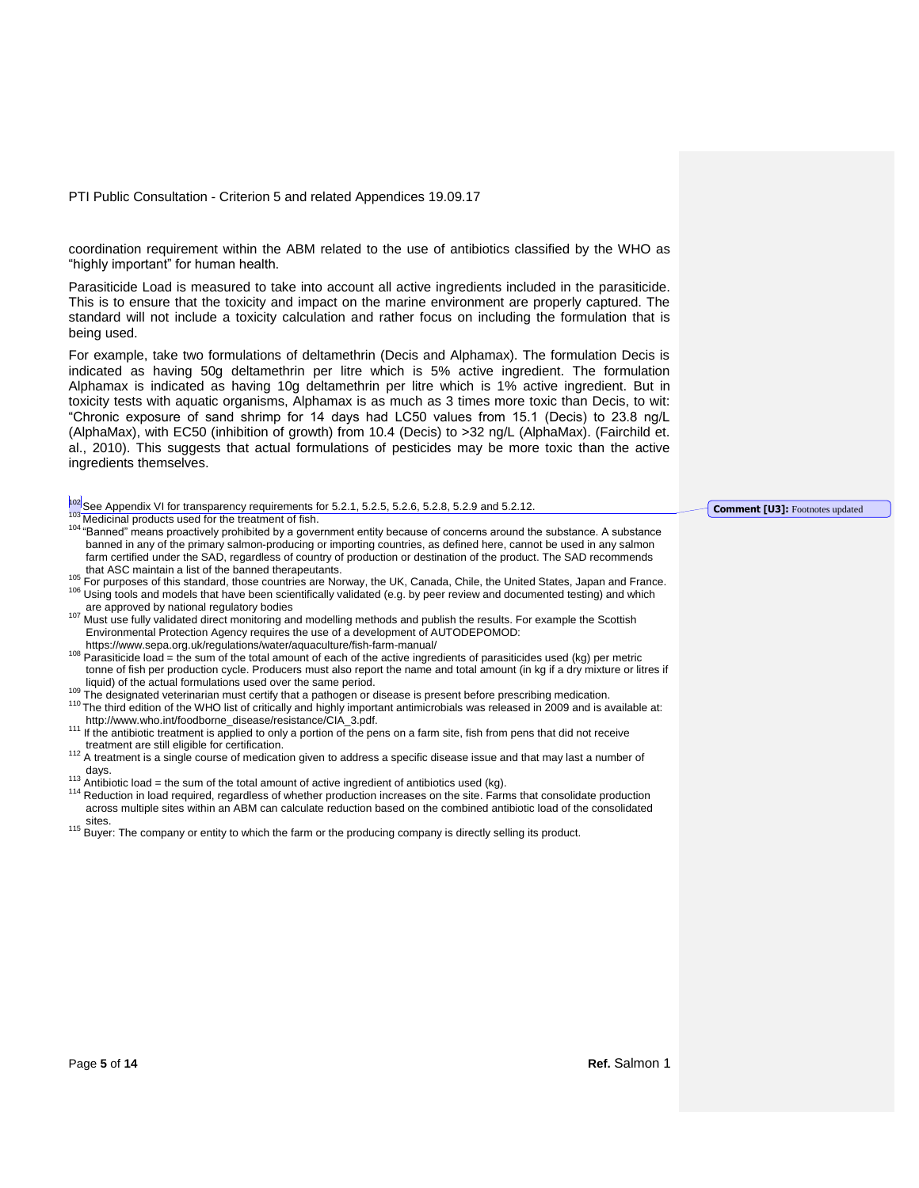coordination requirement within the ABM related to the use of antibiotics classified by the WHO as "highly important" for human health.

Parasiticide Load is measured to take into account all active ingredients included in the parasiticide. This is to ensure that the toxicity and impact on the marine environment are properly captured. The standard will not include a toxicity calculation and rather focus on including the formulation that is being used.

For example, take two formulations of deltamethrin (Decis and Alphamax). The formulation Decis is indicated as having 50g deltamethrin per litre which is 5% active ingredient. The formulation Alphamax is indicated as having 10g deltamethrin per litre which is 1% active ingredient. But in toxicity tests with aquatic organisms, Alphamax is as much as 3 times more toxic than Decis, to wit: "Chronic exposure of sand shrimp for 14 days had LC50 values from 15.1 (Decis) to 23.8 ng/L (AlphaMax), with EC50 (inhibition of growth) from 10.4 (Decis) to >32 ng/L (AlphaMax). (Fairchild et. al., 2010). This suggests that actual formulations of pesticides may be more toxic than the active ingredients themselves.

---

[102] See Appendix VI for transparency requirements for 5.2.1, 5.2.5, 5.2.6, 5.2.8, 5.2.9 and 5.2.12.

[103] Medicinal products used for the treatment of fish.

[104] "Banned" means proactively prohibited by a government entity because of concerns around the substance. A substance banned in any of the primary salmon-producing or importing countries, as defined here, cannot be used in any salmon farm certified under the SAD, regardless of country of production or destination of the product. The SAD recommends that ASC maintain a list of the banned therapeutants.

[105] For purposes of this standard, those countries are Norway, the UK, Canada, Chile, the United States, Japan and France.

[106] Using tools and models that have been scientifically validated (e.g. by peer review and documented testing) and which are approved by national regulatory bodies

[107] Must use fully validated direct monitoring and modelling methods and publish the results. For example the Scottish Environmental Protection Agency requires the use of a development of AUTODEPOMOD: https://www.sepa.org.uk/regulations/water/aquaculture/fish-farm-manual/

[108] Parasiticide load = the sum of the total amount of each of the active ingredients of parasiticides used (kg) per metric tonne of fish per production cycle. Producers must also report the name and total amount (in kg if a dry mixture or litres if liquid) of the actual formulations used over the same period.

[109] The designated veterinarian must certify that a pathogen or disease is present before prescribing medication.

[110] The third edition of the WHO list of critically and highly important antimicrobials was released in 2009 and is available at: http://www.who.int/foodborne_disease/resistance/CIA_3.pdf.

[111] If the antibiotic treatment is applied to only a portion of the pens on a farm site, fish from pens that did not receive treatment are still eligible for certification.

[112] A treatment is a single course of medication given to address a specific disease issue and that may last a number of days.

[113] Antibiotic load = the sum of the total amount of active ingredient of antibiotics used (kg).

[114] Reduction in load required, regardless of whether production increases on the site. Farms that consolidate production across multiple sites within an ABM can calculate reduction based on the combined antibiotic load of the consolidated sites.

[115] Buyer: The company or entity to which the farm or the producing company is directly selling its product.

**Comment [U3]:** Footnotes updated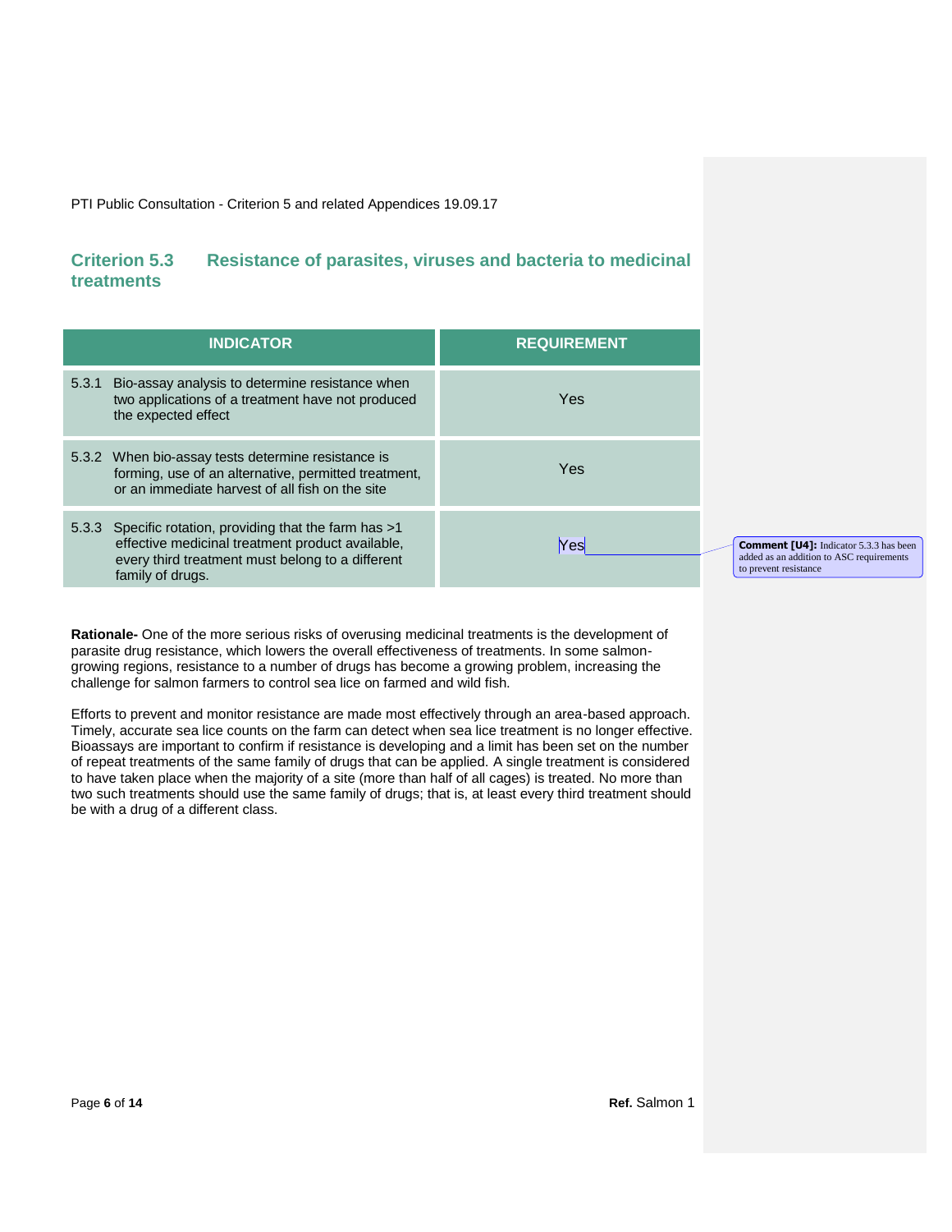## Criterion 5.3 Resistance of parasites, viruses and bacteria to medicinal treatments

| INDICATOR | REQUIREMENT |
|---|---|
| 5.3.1 Bio-assay analysis to determine resistance when two applications of a treatment have not produced the expected effect | Yes |
| 5.3.2 When bio-assay tests determine resistance is forming, use of an alternative, permitted treatment, or an immediate harvest of all fish on the site | Yes |
| 5.3.3 Specific rotation, providing that the farm has >1 effective medicinal treatment product available, every third treatment must belong to a different family of drugs. | Yes |

Comment [U4]: Indicator 5.3.3 has been added as an addition to ASC requirements to prevent resistance

**Rationale-** One of the more serious risks of overusing medicinal treatments is the development of parasite drug resistance, which lowers the overall effectiveness of treatments. In some salmon-growing regions, resistance to a number of drugs has become a growing problem, increasing the challenge for salmon farmers to control sea lice on farmed and wild fish.

Efforts to prevent and monitor resistance are made most effectively through an area-based approach. Timely, accurate sea lice counts on the farm can detect when sea lice treatment is no longer effective. Bioassays are important to confirm if resistance is developing and a limit has been set on the number of repeat treatments of the same family of drugs that can be applied. A single treatment is considered to have taken place when the majority of a site (more than half of all cages) is treated. No more than two such treatments should use the same family of drugs; that is, at least every third treatment should be with a drug of a different class.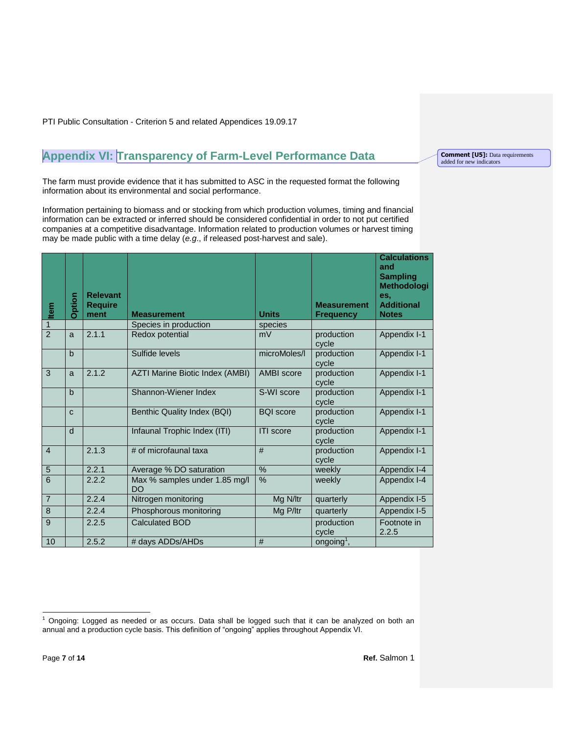PTI Public Consultation - Criterion 5 and related Appendices 19.09.17

## Appendix VI: Transparency of Farm-Level Performance Data

Comment [U5]: Data requirements added for new indicators

The farm must provide evidence that it has submitted to ASC in the requested format the following information about its environmental and social performance.

Information pertaining to biomass and or stocking from which production volumes, timing and financial information can be extracted or inferred should be considered confidential in order to not put certified companies at a competitive disadvantage. Information related to production volumes or harvest timing may be made public with a time delay (*e.g.*, if released post-harvest and sale).

| Item | Option | Relevant Requirement | Measurement | Units | Measurement Frequency | Calculations and Sampling Methodologies, Additional Notes |
|---|---|---|---|---|---|---|
| 1 | | | Species in production | species | | |
| 2 | a | 2.1.1 | Redox potential | mV | production cycle | Appendix I-1 |
| | b | | Sulfide levels | microMoles/l | production cycle | Appendix I-1 |
| 3 | a | 2.1.2 | AZTI Marine Biotic Index (AMBI) | AMBI score | production cycle | Appendix I-1 |
| | b | | Shannon-Wiener Index | S-WI score | production cycle | Appendix I-1 |
| | c | | Benthic Quality Index (BQI) | BQI score | production cycle | Appendix I-1 |
| | d | | Infaunal Trophic Index (ITI) | ITI score | production cycle | Appendix I-1 |
| 4 | | 2.1.3 | # of microfaunal taxa | # | production cycle | Appendix I-1 |
| 5 | | 2.2.1 | Average % DO saturation | % | weekly | Appendix I-4 |
| 6 | | 2.2.2 | Max % samples under 1.85 mg/l DO | % | weekly | Appendix I-4 |
| 7 | | 2.2.4 | Nitrogen monitoring | Mg N/ltr | quarterly | Appendix I-5 |
| 8 | | 2.2.4 | Phosphorous monitoring | Mg P/ltr | quarterly | Appendix I-5 |
| 9 | | 2.2.5 | Calculated BOD | | production cycle | Footnote in 2.2.5 |
| 10 | | 2.5.2 | # days ADDs/AHDs | # | ongoing[1], | |

[1] Ongoing: Logged as needed or as occurs. Data shall be logged such that it can be analyzed on both an annual and a production cycle basis. This definition of "ongoing" applies throughout Appendix VI.

Ref. Salmon 1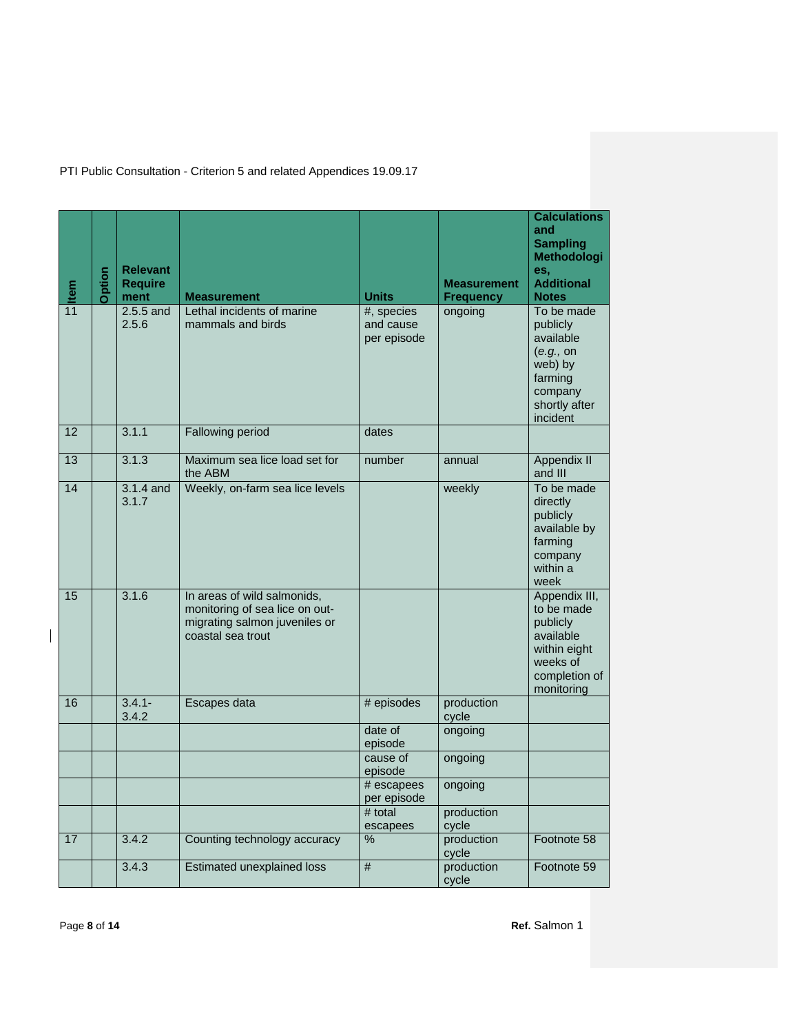| Item | Option | Relevant Requirement | Measurement | Units | Measurement Frequency | Calculations and Sampling Methodologies, Additional Notes |
|---|---|---|---|---|---|---|
| 11 | | 2.5.5 and 2.5.6 | Lethal incidents of marine mammals and birds | #, species and cause per episode | ongoing | To be made publicly available (*e.g.*, on web) by farming company shortly after incident |
| 12 | | 3.1.1 | Fallowing period | dates | | |
| 13 | | 3.1.3 | Maximum sea lice load set for the ABM | number | annual | Appendix II and III |
| 14 | | 3.1.4 and 3.1.7 | Weekly, on-farm sea lice levels | | weekly | To be made directly publicly available by farming company within a week |
| 15 | | 3.1.6 | In areas of wild salmonids, monitoring of sea lice on out-migrating salmon juveniles or coastal sea trout | | | Appendix III, to be made publicly available within eight weeks of completion of monitoring |
| 16 | | 3.4.1-3.4.2 | Escapes data | # episodes | production cycle | |
| | | | | date of episode | ongoing | |
| | | | | cause of episode | ongoing | |
| | | | | # escapees per episode | ongoing | |
| | | | | # total escapees | production cycle | |
| 17 | | 3.4.2 | Counting technology accuracy | % | production cycle | Footnote 58 |
| | | 3.4.3 | Estimated unexplained loss | # | production cycle | Footnote 59 |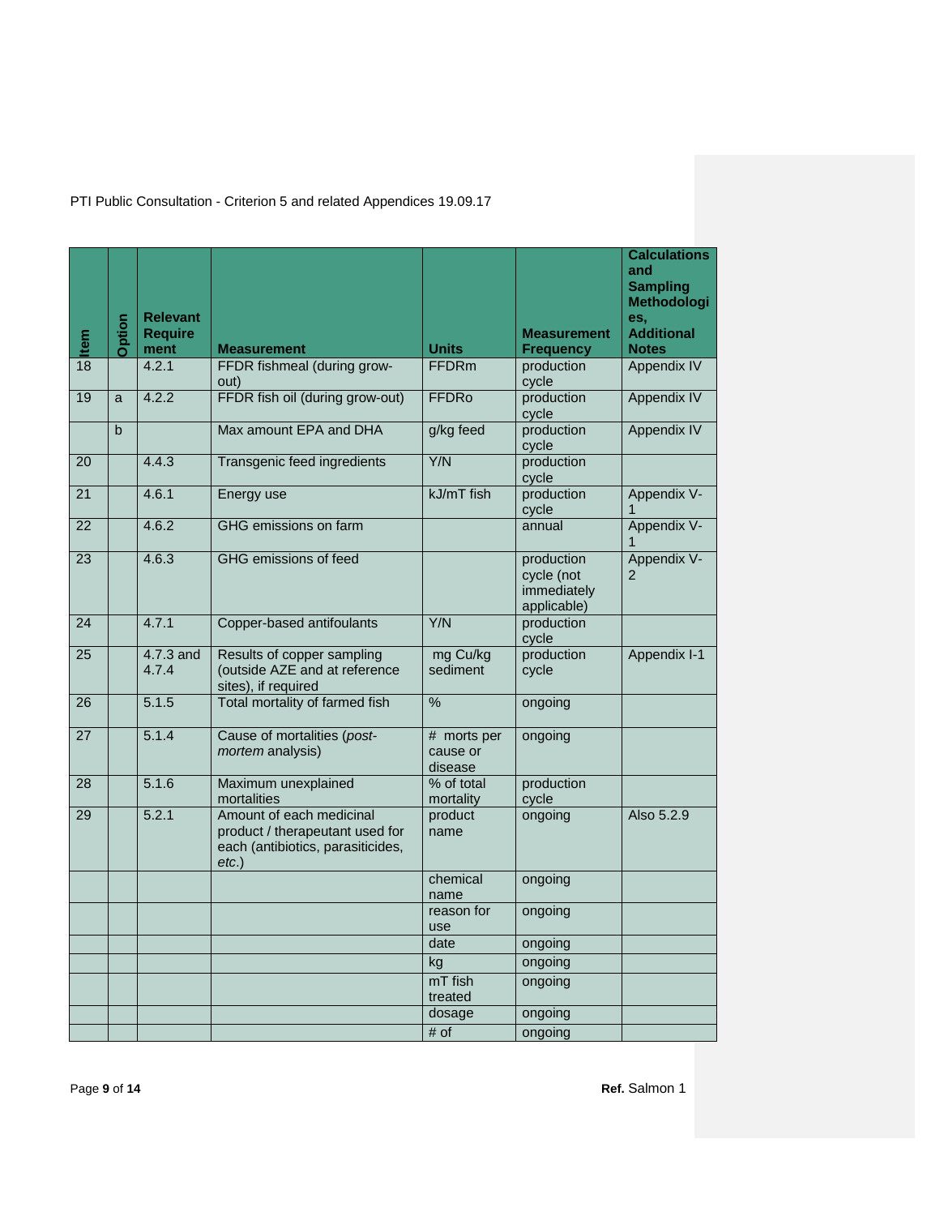| Item | Option | Relevant Requirement | Measurement | Units | Measurement Frequency | Calculations and Sampling Methodologies, Additional Notes |
|---|---|---|---|---|---|---|
| 18 | | 4.2.1 | FFDR fishmeal (during grow-out) | FFDRm | production cycle | Appendix IV |
| 19 | a | 4.2.2 | FFDR fish oil (during grow-out) | FFDRo | production cycle | Appendix IV |
| | b | | Max amount EPA and DHA | g/kg feed | production cycle | Appendix IV |
| 20 | | 4.4.3 | Transgenic feed ingredients | Y/N | production cycle | |
| 21 | | 4.6.1 | Energy use | kJ/mT fish | production cycle | Appendix V-1 |
| 22 | | 4.6.2 | GHG emissions on farm | | annual | Appendix V-1 |
| 23 | | 4.6.3 | GHG emissions of feed | | production cycle (not immediately applicable) | Appendix V-2 |
| 24 | | 4.7.1 | Copper-based antifoulants | Y/N | production cycle | |
| 25 | | 4.7.3 and 4.7.4 | Results of copper sampling (outside AZE and at reference sites), if required | mg Cu/kg sediment | production cycle | Appendix I-1 |
| 26 | | 5.1.5 | Total mortality of farmed fish | % | ongoing | |
| 27 | | 5.1.4 | Cause of mortalities (*post-mortem* analysis) | # morts per cause or disease | ongoing | |
| 28 | | 5.1.6 | Maximum unexplained mortalities | % of total mortality | production cycle | |
| 29 | | 5.2.1 | Amount of each medicinal product / therapeutant used for each (antibiotics, parasiticides, *etc.*) | product name | ongoing | Also 5.2.9 |
| | | | | chemical name | ongoing | |
| | | | | reason for use | ongoing | |
| | | | | date | ongoing | |
| | | | | kg | ongoing | |
| | | | | mT fish treated | ongoing | |
| | | | | dosage | ongoing | |
| | | | | # of | ongoing | |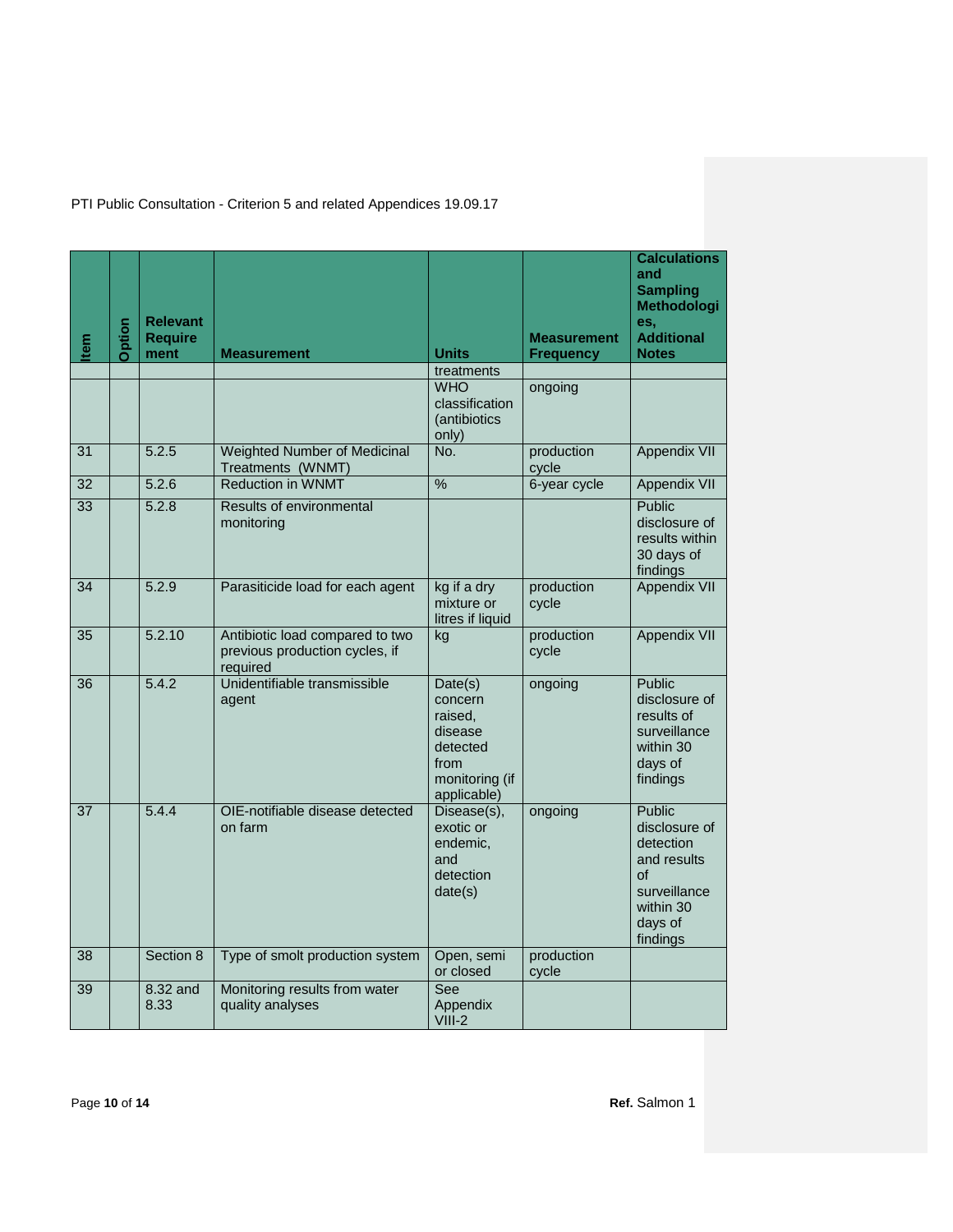| Item | Option | Relevant Requirement | Measurement | Units | Measurement Frequency | Calculations and Sampling Methodologies, Additional Notes |
|---|---|---|---|---|---|---|
| | | | | treatments | | |
| | | | | WHO classification (antibiotics only) | ongoing | |
| 31 | | 5.2.5 | Weighted Number of Medicinal Treatments (WNMT) | No. | production cycle | Appendix VII |
| 32 | | 5.2.6 | Reduction in WNMT | % | 6-year cycle | Appendix VII |
| 33 | | 5.2.8 | Results of environmental monitoring | | | Public disclosure of results within 30 days of findings |
| 34 | | 5.2.9 | Parasiticide load for each agent | kg if a dry mixture or litres if liquid | production cycle | Appendix VII |
| 35 | | 5.2.10 | Antibiotic load compared to two previous production cycles, if required | kg | production cycle | Appendix VII |
| 36 | | 5.4.2 | Unidentifiable transmissible agent | Date(s) concern raised, disease detected from monitoring (if applicable) | ongoing | Public disclosure of results of surveillance within 30 days of findings |
| 37 | | 5.4.4 | OIE-notifiable disease detected on farm | Disease(s), exotic or endemic, and detection date(s) | ongoing | Public disclosure of detection and results of surveillance within 30 days of findings |
| 38 | | Section 8 | Type of smolt production system | Open, semi or closed | production cycle | |
| 39 | | 8.32 and 8.33 | Monitoring results from water quality analyses | See Appendix VIII-2 | | |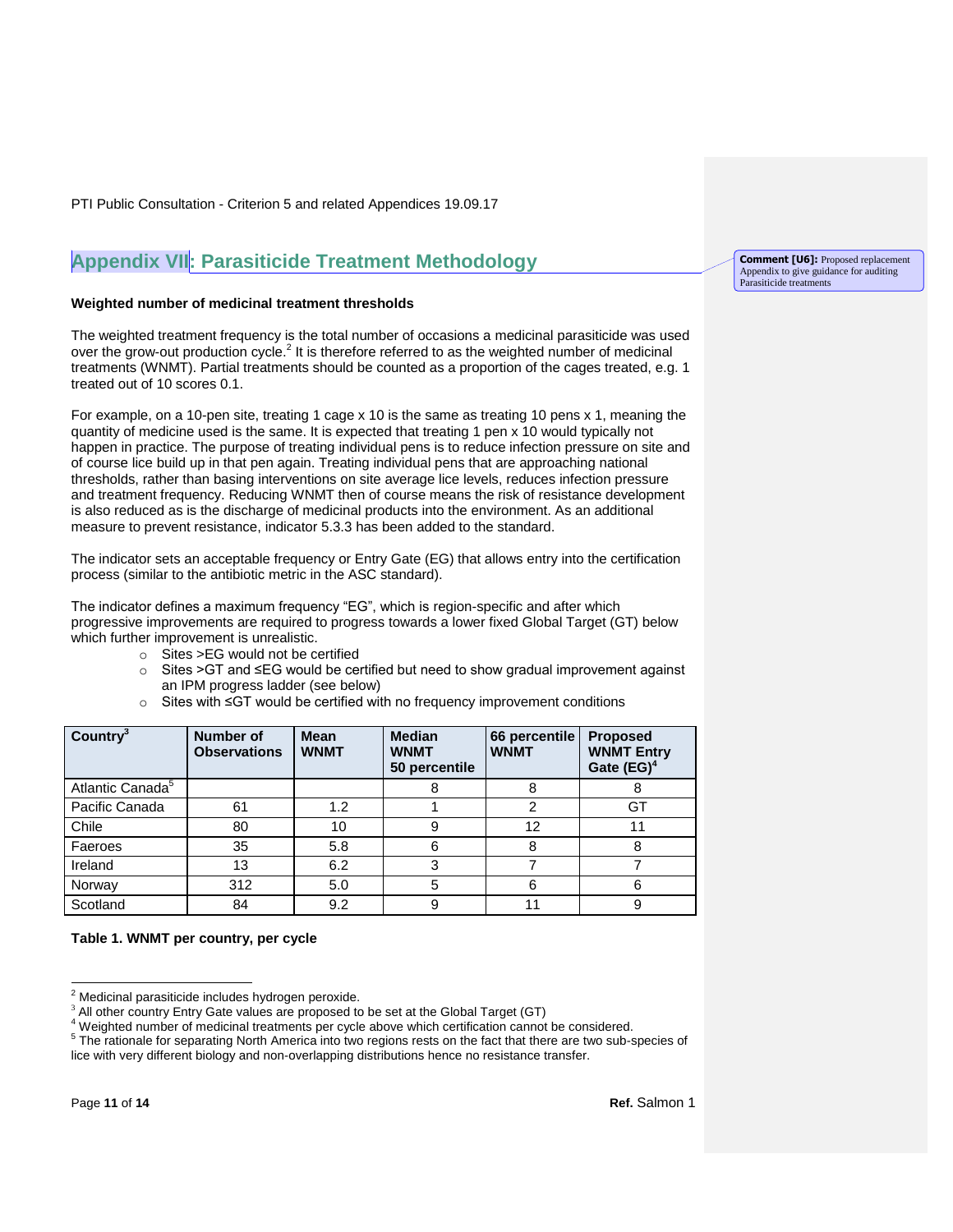PTI Public Consultation - Criterion 5 and related Appendices 19.09.17

## Appendix VII: Parasiticide Treatment Methodology

Comment [U6]: Proposed replacement Appendix to give guidance for auditing Parasiticide treatments

**Weighted number of medicinal treatment thresholds**

The weighted treatment frequency is the total number of occasions a medicinal parasiticide was used over the grow-out production cycle.[2] It is therefore referred to as the weighted number of medicinal treatments (WNMT). Partial treatments should be counted as a proportion of the cages treated, e.g. 1 treated out of 10 scores 0.1.

For example, on a 10-pen site, treating 1 cage x 10 is the same as treating 10 pens x 1, meaning the quantity of medicine used is the same. It is expected that treating 1 pen x 10 would typically not happen in practice. The purpose of treating individual pens is to reduce infection pressure on site and of course lice build up in that pen again. Treating individual pens that are approaching national thresholds, rather than basing interventions on site average lice levels, reduces infection pressure and treatment frequency. Reducing WNMT then of course means the risk of resistance development is also reduced as is the discharge of medicinal products into the environment. As an additional measure to prevent resistance, indicator 5.3.3 has been added to the standard.

The indicator sets an acceptable frequency or Entry Gate (EG) that allows entry into the certification process (similar to the antibiotic metric in the ASC standard).

The indicator defines a maximum frequency "EG", which is region-specific and after which progressive improvements are required to progress towards a lower fixed Global Target (GT) below which further improvement is unrealistic.

- Sites >EG would not be certified
- Sites >GT and ≤EG would be certified but need to show gradual improvement against an IPM progress ladder (see below)
- Sites with ≤GT would be certified with no frequency improvement conditions

| Country[3] | Number of Observations | Mean WNMT | Median WNMT 50 percentile | 66 percentile WNMT | Proposed WNMT Entry Gate (EG)[4] |
|---|---|---|---|---|---|
| Atlantic Canada[5] | | | 8 | 8 | 8 |
| Pacific Canada | 61 | 1.2 | 1 | 2 | GT |
| Chile | 80 | 10 | 9 | 12 | 11 |
| Faeroes | 35 | 5.8 | 6 | 8 | 8 |
| Ireland | 13 | 6.2 | 3 | 7 | 7 |
| Norway | 312 | 5.0 | 5 | 6 | 6 |
| Scotland | 84 | 9.2 | 9 | 11 | 9 |

**Table 1. WNMT per country, per cycle**

[2] Medicinal parasiticide includes hydrogen peroxide.
[3] All other country Entry Gate values are proposed to be set at the Global Target (GT)
[4] Weighted number of medicinal treatments per cycle above which certification cannot be considered.
[5] The rationale for separating North America into two regions rests on the fact that there are two sub-species of lice with very different biology and non-overlapping distributions hence no resistance transfer.

**Ref.** Salmon 1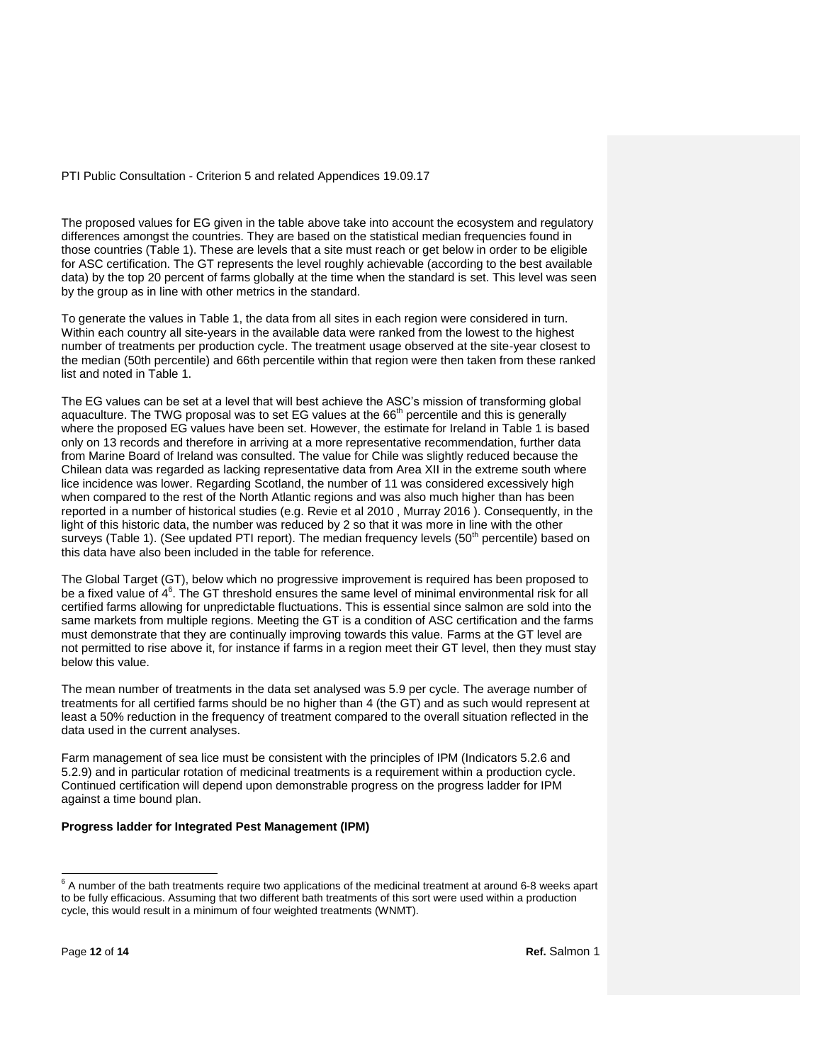The proposed values for EG given in the table above take into account the ecosystem and regulatory differences amongst the countries. They are based on the statistical median frequencies found in those countries (Table 1). These are levels that a site must reach or get below in order to be eligible for ASC certification. The GT represents the level roughly achievable (according to the best available data) by the top 20 percent of farms globally at the time when the standard is set. This level was seen by the group as in line with other metrics in the standard.

To generate the values in Table 1, the data from all sites in each region were considered in turn. Within each country all site-years in the available data were ranked from the lowest to the highest number of treatments per production cycle. The treatment usage observed at the site-year closest to the median (50th percentile) and 66th percentile within that region were then taken from these ranked list and noted in Table 1.

The EG values can be set at a level that will best achieve the ASC's mission of transforming global aquaculture. The TWG proposal was to set EG values at the 66th percentile and this is generally where the proposed EG values have been set. However, the estimate for Ireland in Table 1 is based only on 13 records and therefore in arriving at a more representative recommendation, further data from Marine Board of Ireland was consulted. The value for Chile was slightly reduced because the Chilean data was regarded as lacking representative data from Area XII in the extreme south where lice incidence was lower. Regarding Scotland, the number of 11 was considered excessively high when compared to the rest of the North Atlantic regions and was also much higher than has been reported in a number of historical studies (e.g. Revie et al 2010 , Murray 2016 ). Consequently, in the light of this historic data, the number was reduced by 2 so that it was more in line with the other surveys (Table 1). (See updated PTI report). The median frequency levels (50th percentile) based on this data have also been included in the table for reference.

The Global Target (GT), below which no progressive improvement is required has been proposed to be a fixed value of 4[6]. The GT threshold ensures the same level of minimal environmental risk for all certified farms allowing for unpredictable fluctuations. This is essential since salmon are sold into the same markets from multiple regions. Meeting the GT is a condition of ASC certification and the farms must demonstrate that they are continually improving towards this value. Farms at the GT level are not permitted to rise above it, for instance if farms in a region meet their GT level, then they must stay below this value.

The mean number of treatments in the data set analysed was 5.9 per cycle. The average number of treatments for all certified farms should be no higher than 4 (the GT) and as such would represent at least a 50% reduction in the frequency of treatment compared to the overall situation reflected in the data used in the current analyses.

Farm management of sea lice must be consistent with the principles of IPM (Indicators 5.2.6 and 5.2.9) and in particular rotation of medicinal treatments is a requirement within a production cycle. Continued certification will depend upon demonstrable progress on the progress ladder for IPM against a time bound plan.

**Progress ladder for Integrated Pest Management (IPM)**

---

[6] A number of the bath treatments require two applications of the medicinal treatment at around 6-8 weeks apart to be fully efficacious. Assuming that two different bath treatments of this sort were used within a production cycle, this would result in a minimum of four weighted treatments (WNMT).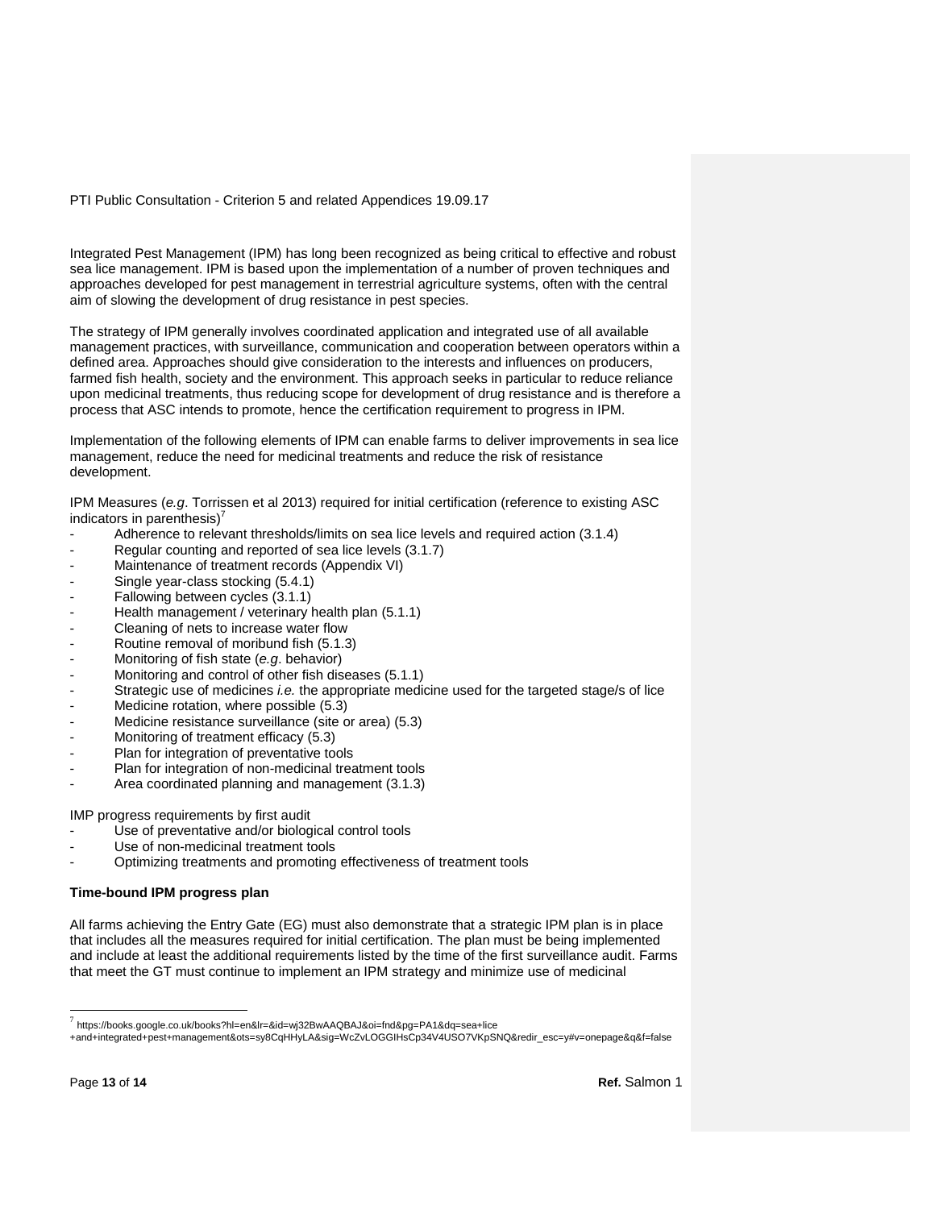Integrated Pest Management (IPM) has long been recognized as being critical to effective and robust sea lice management. IPM is based upon the implementation of a number of proven techniques and approaches developed for pest management in terrestrial agriculture systems, often with the central aim of slowing the development of drug resistance in pest species.

The strategy of IPM generally involves coordinated application and integrated use of all available management practices, with surveillance, communication and cooperation between operators within a defined area. Approaches should give consideration to the interests and influences on producers, farmed fish health, society and the environment. This approach seeks in particular to reduce reliance upon medicinal treatments, thus reducing scope for development of drug resistance and is therefore a process that ASC intends to promote, hence the certification requirement to progress in IPM.

Implementation of the following elements of IPM can enable farms to deliver improvements in sea lice management, reduce the need for medicinal treatments and reduce the risk of resistance development.

IPM Measures (*e.g*. Torrissen et al 2013) required for initial certification (reference to existing ASC indicators in parenthesis)[7]

- Adherence to relevant thresholds/limits on sea lice levels and required action (3.1.4)
- Regular counting and reported of sea lice levels (3.1.7)
- Maintenance of treatment records (Appendix VI)
- Single year-class stocking (5.4.1)
- Fallowing between cycles (3.1.1)
- Health management / veterinary health plan (5.1.1)
- Cleaning of nets to increase water flow
- Routine removal of moribund fish (5.1.3)
- Monitoring of fish state (*e.g*. behavior)
- Monitoring and control of other fish diseases (5.1.1)
- Strategic use of medicines *i.e.* the appropriate medicine used for the targeted stage/s of lice
- Medicine rotation, where possible (5.3)
- Medicine resistance surveillance (site or area) (5.3)
- Monitoring of treatment efficacy (5.3)
- Plan for integration of preventative tools
- Plan for integration of non-medicinal treatment tools
- Area coordinated planning and management (3.1.3)

IMP progress requirements by first audit

- Use of preventative and/or biological control tools
- Use of non-medicinal treatment tools
- Optimizing treatments and promoting effectiveness of treatment tools

**Time-bound IPM progress plan**

All farms achieving the Entry Gate (EG) must also demonstrate that a strategic IPM plan is in place that includes all the measures required for initial certification. The plan must be being implemented and include at least the additional requirements listed by the time of the first surveillance audit. Farms that meet the GT must continue to implement an IPM strategy and minimize use of medicinal

[7] https://books.google.co.uk/books?hl=en&lr=&id=wj32BwAAQBAJ&oi=fnd&pg=PA1&dq=sea+lice+and+integrated+pest+management&ots=sy8CqHHyLA&sig=WcZvLOGGIHsCp34V4USO7VKpSNQ&redir_esc=y#v=onepage&q&f=false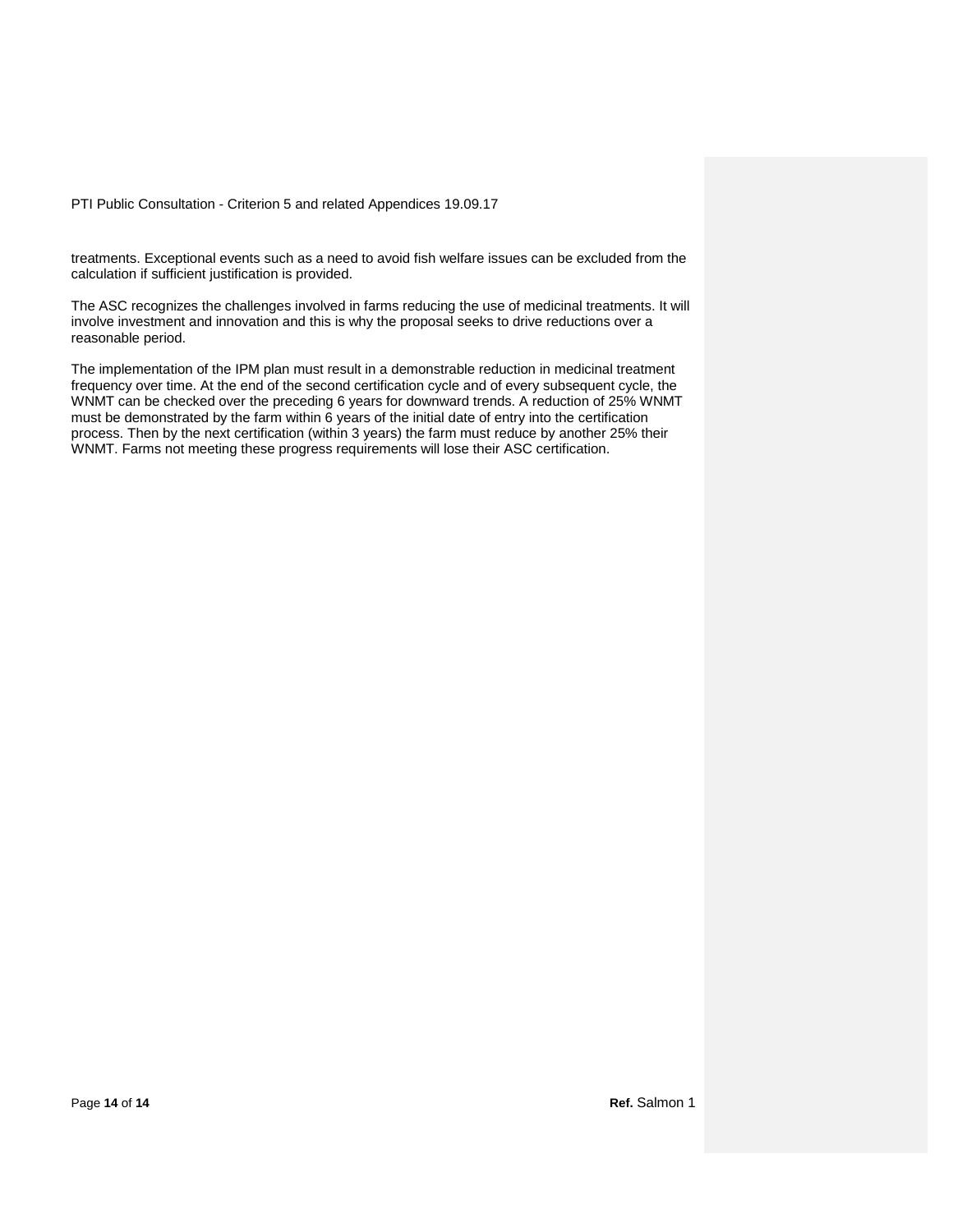treatments. Exceptional events such as a need to avoid fish welfare issues can be excluded from the calculation if sufficient justification is provided.

The ASC recognizes the challenges involved in farms reducing the use of medicinal treatments. It will involve investment and innovation and this is why the proposal seeks to drive reductions over a reasonable period.

The implementation of the IPM plan must result in a demonstrable reduction in medicinal treatment frequency over time. At the end of the second certification cycle and of every subsequent cycle, the WNMT can be checked over the preceding 6 years for downward trends. A reduction of 25% WNMT must be demonstrated by the farm within 6 years of the initial date of entry into the certification process. Then by the next certification (within 3 years) the farm must reduce by another 25% their WNMT. Farms not meeting these progress requirements will lose their ASC certification.